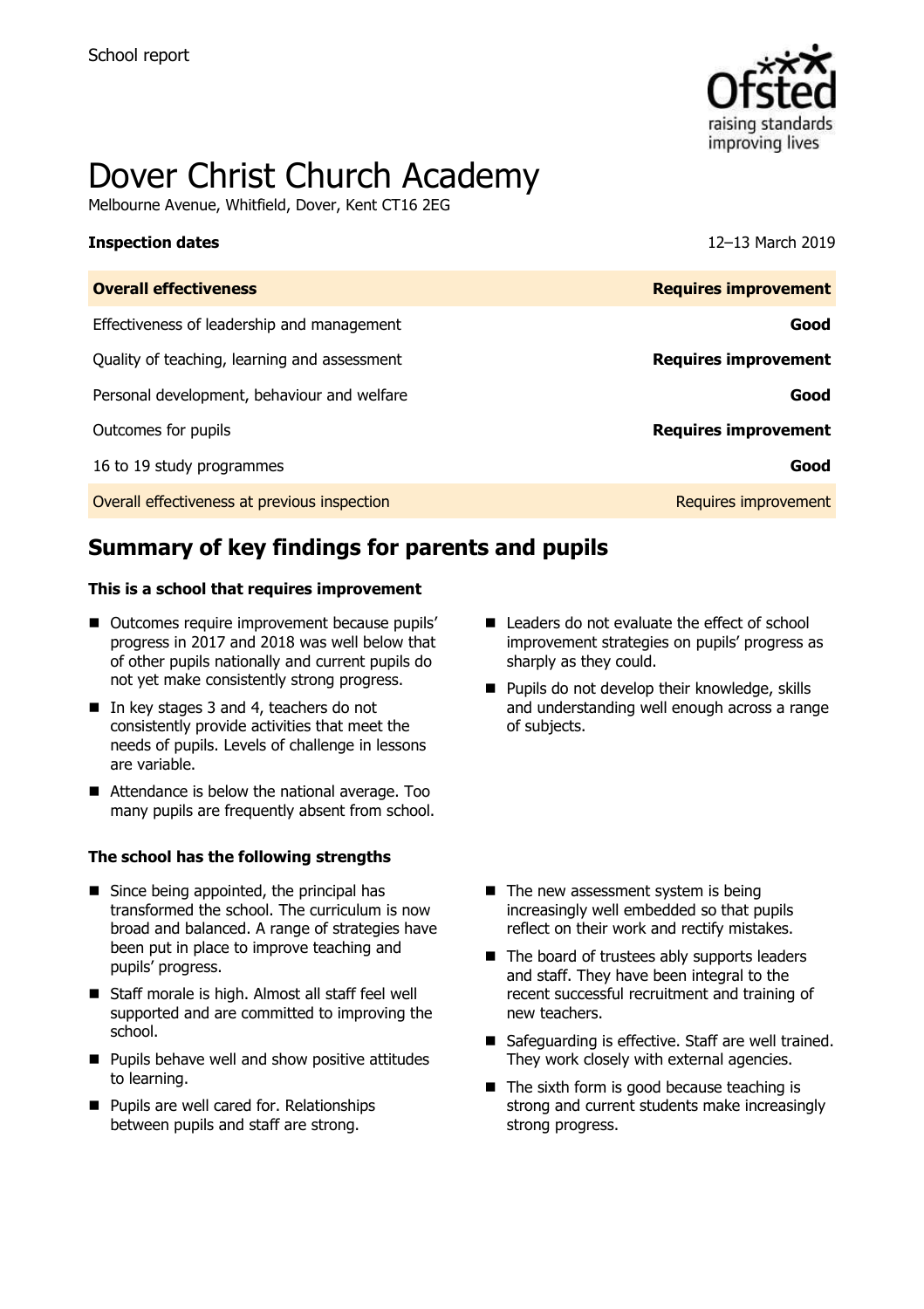School report

# Dover Christ Church Academy

Melbourne Avenue, Whitfield, Dover, Kent CT16 2EG

**Inspection dates** 12–13 March 2019

| **Overall effectiveness** | **Requires improvement** |
| --- | --- |
| Effectiveness of leadership and management | **Good** |
| Quality of teaching, learning and assessment | **Requires improvement** |
| Personal development, behaviour and welfare | **Good** |
| Outcomes for pupils | **Requires improvement** |
| 16 to 19 study programmes | **Good** |
| Overall effectiveness at previous inspection | Requires improvement |

## Summary of key findings for parents and pupils

### This is a school that requires improvement

- Outcomes require improvement because pupils' progress in 2017 and 2018 was well below that of other pupils nationally and current pupils do not yet make consistently strong progress.
- In key stages 3 and 4, teachers do not consistently provide activities that meet the needs of pupils. Levels of challenge in lessons are variable.
- Attendance is below the national average. Too many pupils are frequently absent from school.
- Leaders do not evaluate the effect of school improvement strategies on pupils' progress as sharply as they could.
- Pupils do not develop their knowledge, skills and understanding well enough across a range of subjects.

### The school has the following strengths

- Since being appointed, the principal has transformed the school. The curriculum is now broad and balanced. A range of strategies have been put in place to improve teaching and pupils' progress.
- Staff morale is high. Almost all staff feel well supported and are committed to improving the school.
- Pupils behave well and show positive attitudes to learning.
- Pupils are well cared for. Relationships between pupils and staff are strong.
- The new assessment system is being increasingly well embedded so that pupils reflect on their work and rectify mistakes.
- The board of trustees ably supports leaders and staff. They have been integral to the recent successful recruitment and training of new teachers.
- Safeguarding is effective. Staff are well trained. They work closely with external agencies.
- The sixth form is good because teaching is strong and current students make increasingly strong progress.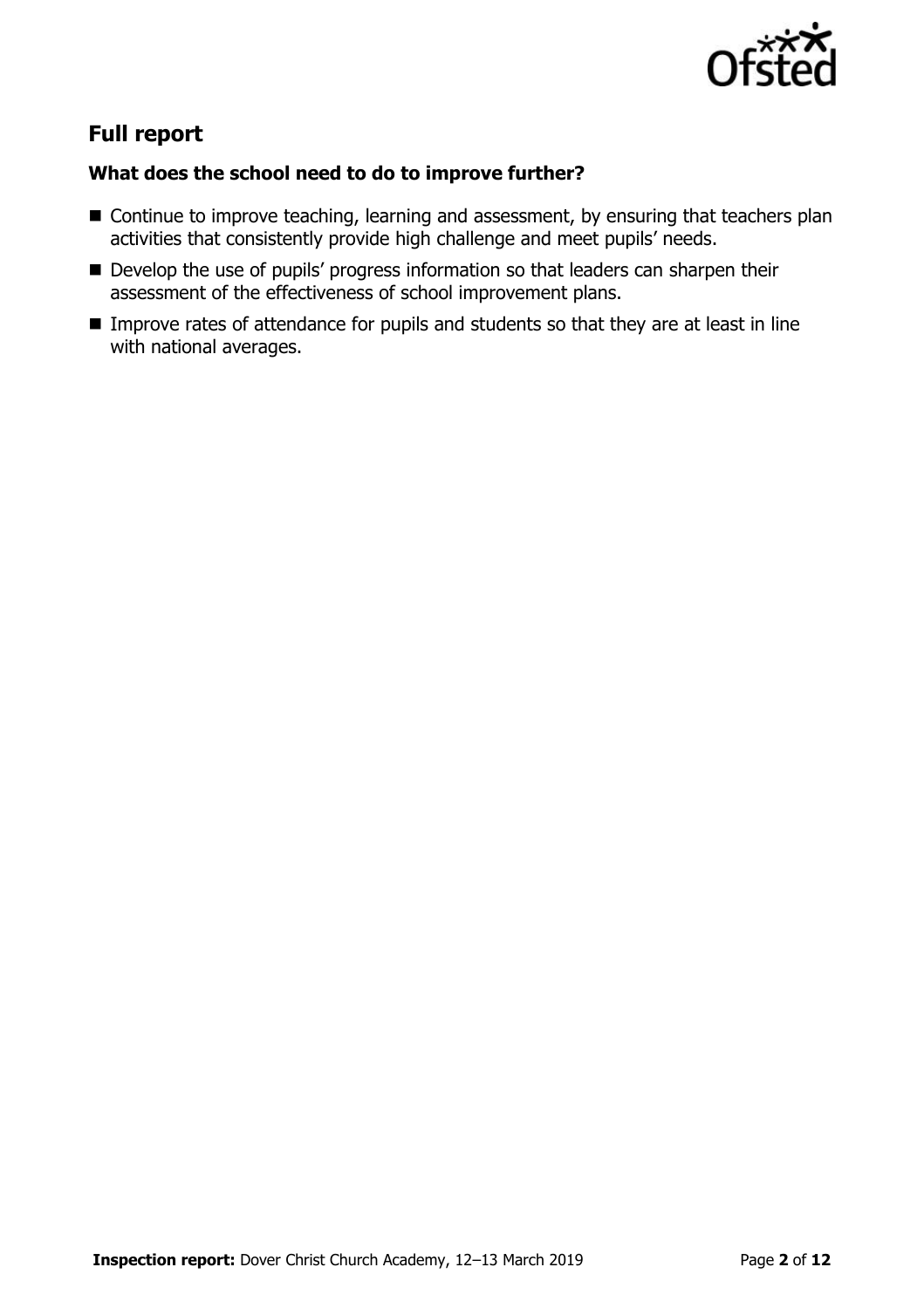## Full report

### What does the school need to do to improve further?

- Continue to improve teaching, learning and assessment, by ensuring that teachers plan activities that consistently provide high challenge and meet pupils' needs.
- Develop the use of pupils' progress information so that leaders can sharpen their assessment of the effectiveness of school improvement plans.
- Improve rates of attendance for pupils and students so that they are at least in line with national averages.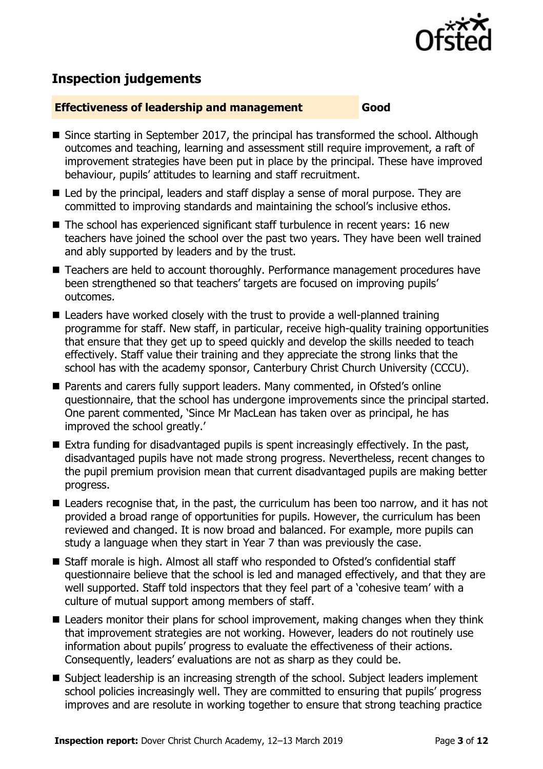## Inspection judgements

**Effectiveness of leadership and management** **Good**

- Since starting in September 2017, the principal has transformed the school. Although outcomes and teaching, learning and assessment still require improvement, a raft of improvement strategies have been put in place by the principal. These have improved behaviour, pupils' attitudes to learning and staff recruitment.
- Led by the principal, leaders and staff display a sense of moral purpose. They are committed to improving standards and maintaining the school's inclusive ethos.
- The school has experienced significant staff turbulence in recent years: 16 new teachers have joined the school over the past two years. They have been well trained and ably supported by leaders and by the trust.
- Teachers are held to account thoroughly. Performance management procedures have been strengthened so that teachers' targets are focused on improving pupils' outcomes.
- Leaders have worked closely with the trust to provide a well-planned training programme for staff. New staff, in particular, receive high-quality training opportunities that ensure that they get up to speed quickly and develop the skills needed to teach effectively. Staff value their training and they appreciate the strong links that the school has with the academy sponsor, Canterbury Christ Church University (CCCU).
- Parents and carers fully support leaders. Many commented, in Ofsted's online questionnaire, that the school has undergone improvements since the principal started. One parent commented, 'Since Mr MacLean has taken over as principal, he has improved the school greatly.'
- Extra funding for disadvantaged pupils is spent increasingly effectively. In the past, disadvantaged pupils have not made strong progress. Nevertheless, recent changes to the pupil premium provision mean that current disadvantaged pupils are making better progress.
- Leaders recognise that, in the past, the curriculum has been too narrow, and it has not provided a broad range of opportunities for pupils. However, the curriculum has been reviewed and changed. It is now broad and balanced. For example, more pupils can study a language when they start in Year 7 than was previously the case.
- Staff morale is high. Almost all staff who responded to Ofsted's confidential staff questionnaire believe that the school is led and managed effectively, and that they are well supported. Staff told inspectors that they feel part of a 'cohesive team' with a culture of mutual support among members of staff.
- Leaders monitor their plans for school improvement, making changes when they think that improvement strategies are not working. However, leaders do not routinely use information about pupils' progress to evaluate the effectiveness of their actions. Consequently, leaders' evaluations are not as sharp as they could be.
- Subject leadership is an increasing strength of the school. Subject leaders implement school policies increasingly well. They are committed to ensuring that pupils' progress improves and are resolute in working together to ensure that strong teaching practice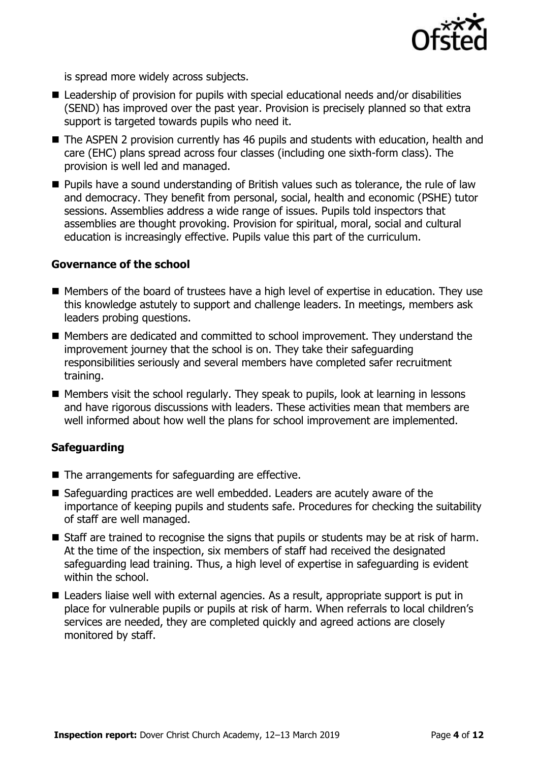is spread more widely across subjects.

- Leadership of provision for pupils with special educational needs and/or disabilities (SEND) has improved over the past year. Provision is precisely planned so that extra support is targeted towards pupils who need it.
- The ASPEN 2 provision currently has 46 pupils and students with education, health and care (EHC) plans spread across four classes (including one sixth-form class). The provision is well led and managed.
- Pupils have a sound understanding of British values such as tolerance, the rule of law and democracy. They benefit from personal, social, health and economic (PSHE) tutor sessions. Assemblies address a wide range of issues. Pupils told inspectors that assemblies are thought provoking. Provision for spiritual, moral, social and cultural education is increasingly effective. Pupils value this part of the curriculum.

### Governance of the school

- Members of the board of trustees have a high level of expertise in education. They use this knowledge astutely to support and challenge leaders. In meetings, members ask leaders probing questions.
- Members are dedicated and committed to school improvement. They understand the improvement journey that the school is on. They take their safeguarding responsibilities seriously and several members have completed safer recruitment training.
- Members visit the school regularly. They speak to pupils, look at learning in lessons and have rigorous discussions with leaders. These activities mean that members are well informed about how well the plans for school improvement are implemented.

### Safeguarding

- The arrangements for safeguarding are effective.
- Safeguarding practices are well embedded. Leaders are acutely aware of the importance of keeping pupils and students safe. Procedures for checking the suitability of staff are well managed.
- Staff are trained to recognise the signs that pupils or students may be at risk of harm. At the time of the inspection, six members of staff had received the designated safeguarding lead training. Thus, a high level of expertise in safeguarding is evident within the school.
- Leaders liaise well with external agencies. As a result, appropriate support is put in place for vulnerable pupils or pupils at risk of harm. When referrals to local children's services are needed, they are completed quickly and agreed actions are closely monitored by staff.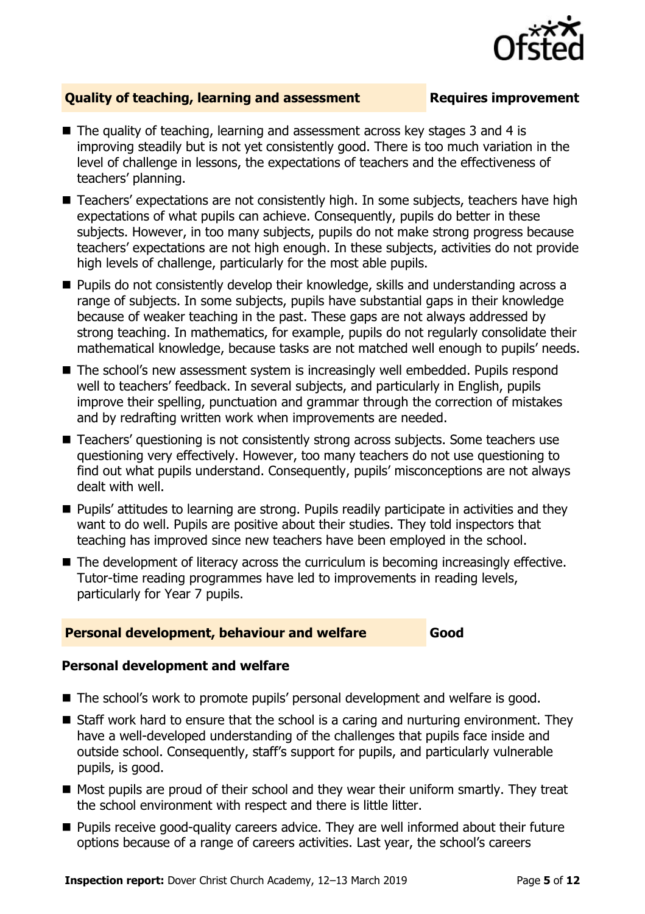## Quality of teaching, learning and assessment — Requires improvement

- The quality of teaching, learning and assessment across key stages 3 and 4 is improving steadily but is not yet consistently good. There is too much variation in the level of challenge in lessons, the expectations of teachers and the effectiveness of teachers' planning.
- Teachers' expectations are not consistently high. In some subjects, teachers have high expectations of what pupils can achieve. Consequently, pupils do better in these subjects. However, in too many subjects, pupils do not make strong progress because teachers' expectations are not high enough. In these subjects, activities do not provide high levels of challenge, particularly for the most able pupils.
- Pupils do not consistently develop their knowledge, skills and understanding across a range of subjects. In some subjects, pupils have substantial gaps in their knowledge because of weaker teaching in the past. These gaps are not always addressed by strong teaching. In mathematics, for example, pupils do not regularly consolidate their mathematical knowledge, because tasks are not matched well enough to pupils' needs.
- The school's new assessment system is increasingly well embedded. Pupils respond well to teachers' feedback. In several subjects, and particularly in English, pupils improve their spelling, punctuation and grammar through the correction of mistakes and by redrafting written work when improvements are needed.
- Teachers' questioning is not consistently strong across subjects. Some teachers use questioning very effectively. However, too many teachers do not use questioning to find out what pupils understand. Consequently, pupils' misconceptions are not always dealt with well.
- Pupils' attitudes to learning are strong. Pupils readily participate in activities and they want to do well. Pupils are positive about their studies. They told inspectors that teaching has improved since new teachers have been employed in the school.
- The development of literacy across the curriculum is becoming increasingly effective. Tutor-time reading programmes have led to improvements in reading levels, particularly for Year 7 pupils.

## Personal development, behaviour and welfare — Good

### Personal development and welfare

- The school's work to promote pupils' personal development and welfare is good.
- Staff work hard to ensure that the school is a caring and nurturing environment. They have a well-developed understanding of the challenges that pupils face inside and outside school. Consequently, staff's support for pupils, and particularly vulnerable pupils, is good.
- Most pupils are proud of their school and they wear their uniform smartly. They treat the school environment with respect and there is little litter.
- Pupils receive good-quality careers advice. They are well informed about their future options because of a range of careers activities. Last year, the school's careers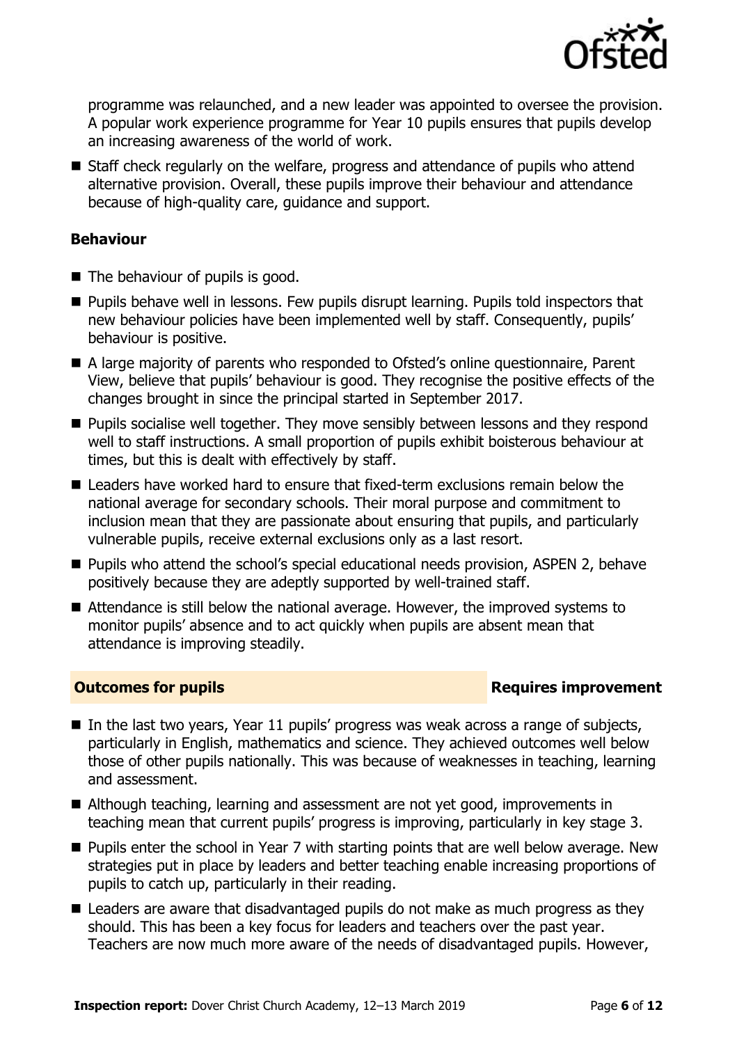programme was relaunched, and a new leader was appointed to oversee the provision. A popular work experience programme for Year 10 pupils ensures that pupils develop an increasing awareness of the world of work.

- Staff check regularly on the welfare, progress and attendance of pupils who attend alternative provision. Overall, these pupils improve their behaviour and attendance because of high-quality care, guidance and support.

### Behaviour

- The behaviour of pupils is good.
- Pupils behave well in lessons. Few pupils disrupt learning. Pupils told inspectors that new behaviour policies have been implemented well by staff. Consequently, pupils' behaviour is positive.
- A large majority of parents who responded to Ofsted's online questionnaire, Parent View, believe that pupils' behaviour is good. They recognise the positive effects of the changes brought in since the principal started in September 2017.
- Pupils socialise well together. They move sensibly between lessons and they respond well to staff instructions. A small proportion of pupils exhibit boisterous behaviour at times, but this is dealt with effectively by staff.
- Leaders have worked hard to ensure that fixed-term exclusions remain below the national average for secondary schools. Their moral purpose and commitment to inclusion mean that they are passionate about ensuring that pupils, and particularly vulnerable pupils, receive external exclusions only as a last resort.
- Pupils who attend the school's special educational needs provision, ASPEN 2, behave positively because they are adeptly supported by well-trained staff.
- Attendance is still below the national average. However, the improved systems to monitor pupils' absence and to act quickly when pupils are absent mean that attendance is improving steadily.

## Outcomes for pupils — Requires improvement

- In the last two years, Year 11 pupils' progress was weak across a range of subjects, particularly in English, mathematics and science. They achieved outcomes well below those of other pupils nationally. This was because of weaknesses in teaching, learning and assessment.
- Although teaching, learning and assessment are not yet good, improvements in teaching mean that current pupils' progress is improving, particularly in key stage 3.
- Pupils enter the school in Year 7 with starting points that are well below average. New strategies put in place by leaders and better teaching enable increasing proportions of pupils to catch up, particularly in their reading.
- Leaders are aware that disadvantaged pupils do not make as much progress as they should. This has been a key focus for leaders and teachers over the past year. Teachers are now much more aware of the needs of disadvantaged pupils. However,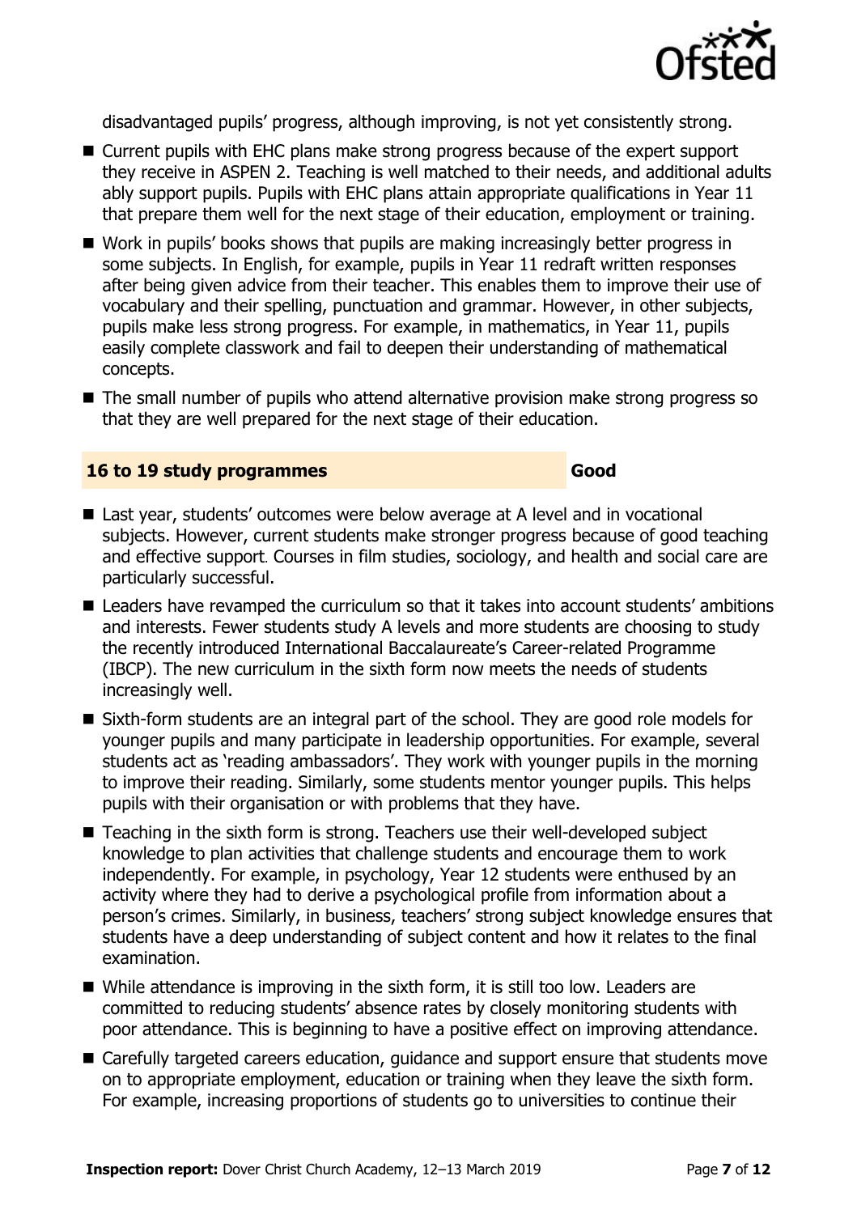disadvantaged pupils' progress, although improving, is not yet consistently strong.

- Current pupils with EHC plans make strong progress because of the expert support they receive in ASPEN 2. Teaching is well matched to their needs, and additional adults ably support pupils. Pupils with EHC plans attain appropriate qualifications in Year 11 that prepare them well for the next stage of their education, employment or training.
- Work in pupils' books shows that pupils are making increasingly better progress in some subjects. In English, for example, pupils in Year 11 redraft written responses after being given advice from their teacher. This enables them to improve their use of vocabulary and their spelling, punctuation and grammar. However, in other subjects, pupils make less strong progress. For example, in mathematics, in Year 11, pupils easily complete classwork and fail to deepen their understanding of mathematical concepts.
- The small number of pupils who attend alternative provision make strong progress so that they are well prepared for the next stage of their education.

### 16 to 19 study programmes — Good

- Last year, students' outcomes were below average at A level and in vocational subjects. However, current students make stronger progress because of good teaching and effective support. Courses in film studies, sociology, and health and social care are particularly successful.
- Leaders have revamped the curriculum so that it takes into account students' ambitions and interests. Fewer students study A levels and more students are choosing to study the recently introduced International Baccalaureate's Career-related Programme (IBCP). The new curriculum in the sixth form now meets the needs of students increasingly well.
- Sixth-form students are an integral part of the school. They are good role models for younger pupils and many participate in leadership opportunities. For example, several students act as 'reading ambassadors'. They work with younger pupils in the morning to improve their reading. Similarly, some students mentor younger pupils. This helps pupils with their organisation or with problems that they have.
- Teaching in the sixth form is strong. Teachers use their well-developed subject knowledge to plan activities that challenge students and encourage them to work independently. For example, in psychology, Year 12 students were enthused by an activity where they had to derive a psychological profile from information about a person's crimes. Similarly, in business, teachers' strong subject knowledge ensures that students have a deep understanding of subject content and how it relates to the final examination.
- While attendance is improving in the sixth form, it is still too low. Leaders are committed to reducing students' absence rates by closely monitoring students with poor attendance. This is beginning to have a positive effect on improving attendance.
- Carefully targeted careers education, guidance and support ensure that students move on to appropriate employment, education or training when they leave the sixth form. For example, increasing proportions of students go to universities to continue their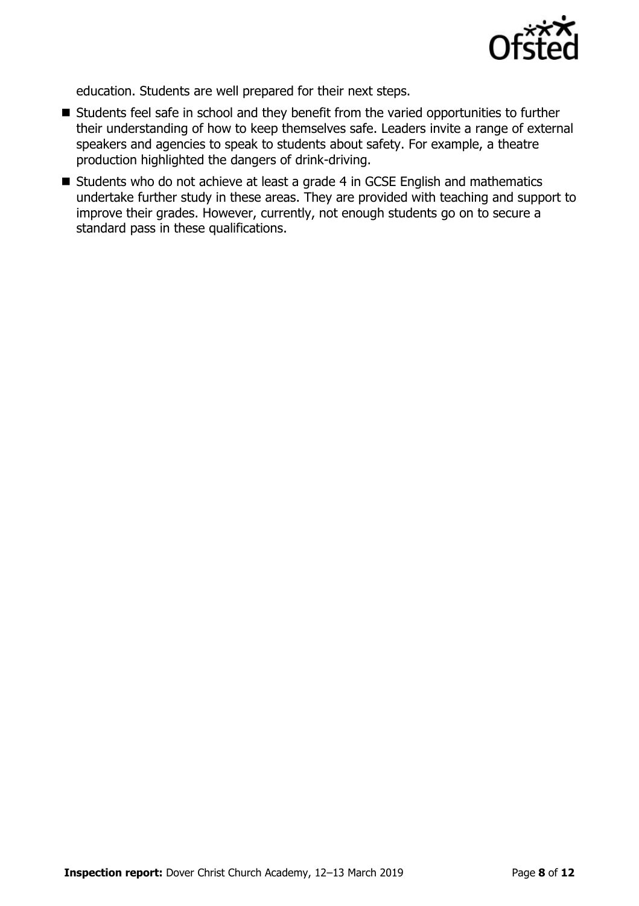education. Students are well prepared for their next steps.

- Students feel safe in school and they benefit from the varied opportunities to further their understanding of how to keep themselves safe. Leaders invite a range of external speakers and agencies to speak to students about safety. For example, a theatre production highlighted the dangers of drink-driving.
- Students who do not achieve at least a grade 4 in GCSE English and mathematics undertake further study in these areas. They are provided with teaching and support to improve their grades. However, currently, not enough students go on to secure a standard pass in these qualifications.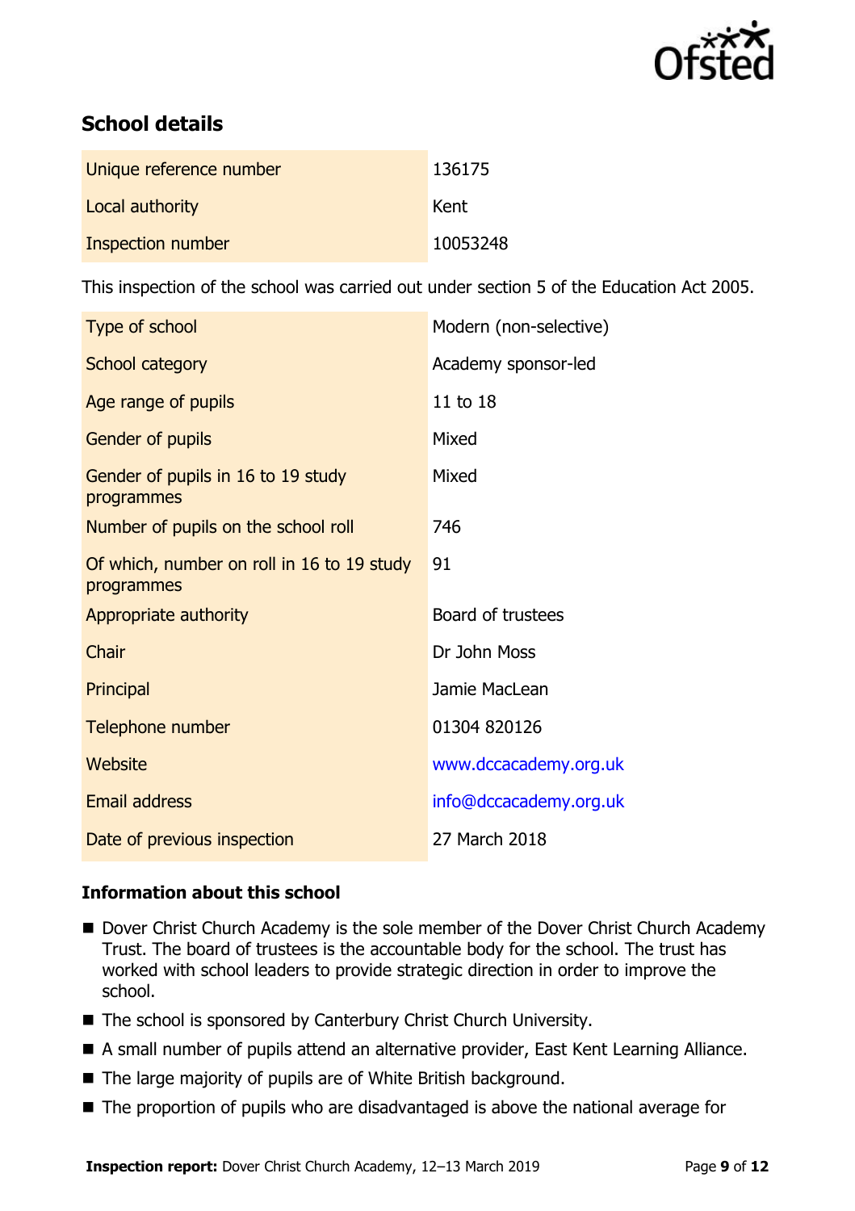## School details

| | |
|---|---|
| Unique reference number | 136175 |
| Local authority | Kent |
| Inspection number | 10053248 |

This inspection of the school was carried out under section 5 of the Education Act 2005.

| | |
|---|---|
| Type of school | Modern (non-selective) |
| School category | Academy sponsor-led |
| Age range of pupils | 11 to 18 |
| Gender of pupils | Mixed |
| Gender of pupils in 16 to 19 study programmes | Mixed |
| Number of pupils on the school roll | 746 |
| Of which, number on roll in 16 to 19 study programmes | 91 |
| Appropriate authority | Board of trustees |
| Chair | Dr John Moss |
| Principal | Jamie MacLean |
| Telephone number | 01304 820126 |
| Website | www.dccacademy.org.uk |
| Email address | info@dccacademy.org.uk |
| Date of previous inspection | 27 March 2018 |

### Information about this school

- Dover Christ Church Academy is the sole member of the Dover Christ Church Academy Trust. The board of trustees is the accountable body for the school. The trust has worked with school leaders to provide strategic direction in order to improve the school.
- The school is sponsored by Canterbury Christ Church University.
- A small number of pupils attend an alternative provider, East Kent Learning Alliance.
- The large majority of pupils are of White British background.
- The proportion of pupils who are disadvantaged is above the national average for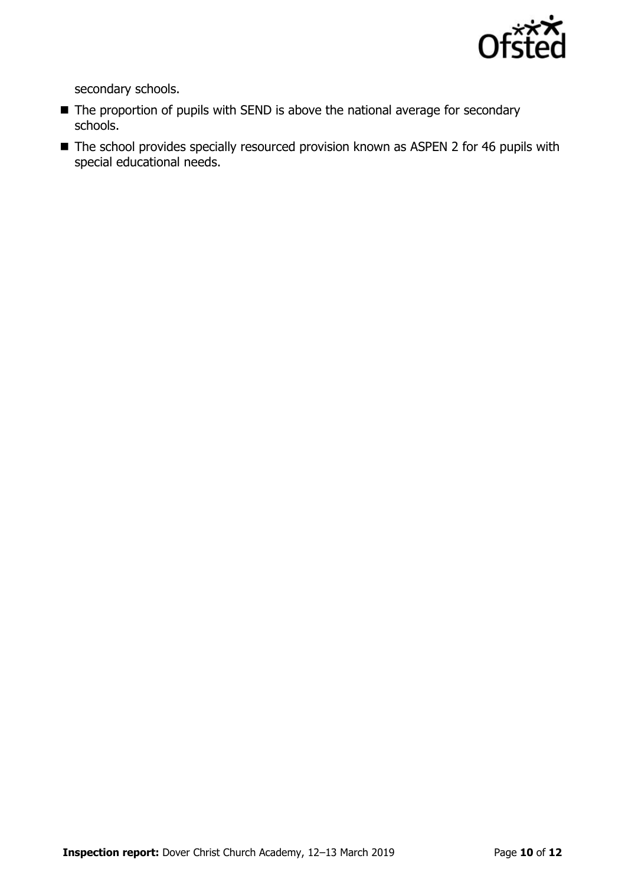secondary schools.

- The proportion of pupils with SEND is above the national average for secondary schools.
- The school provides specially resourced provision known as ASPEN 2 for 46 pupils with special educational needs.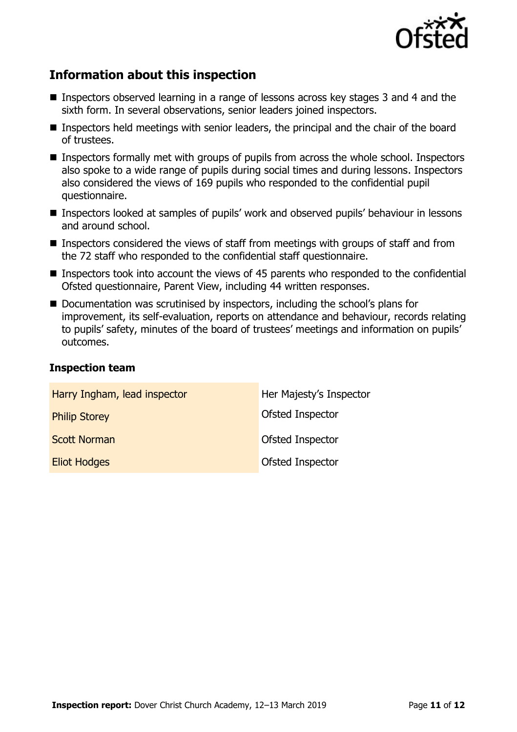## Information about this inspection

- Inspectors observed learning in a range of lessons across key stages 3 and 4 and the sixth form. In several observations, senior leaders joined inspectors.
- Inspectors held meetings with senior leaders, the principal and the chair of the board of trustees.
- Inspectors formally met with groups of pupils from across the whole school. Inspectors also spoke to a wide range of pupils during social times and during lessons. Inspectors also considered the views of 169 pupils who responded to the confidential pupil questionnaire.
- Inspectors looked at samples of pupils' work and observed pupils' behaviour in lessons and around school.
- Inspectors considered the views of staff from meetings with groups of staff and from the 72 staff who responded to the confidential staff questionnaire.
- Inspectors took into account the views of 45 parents who responded to the confidential Ofsted questionnaire, Parent View, including 44 written responses.
- Documentation was scrutinised by inspectors, including the school's plans for improvement, its self-evaluation, reports on attendance and behaviour, records relating to pupils' safety, minutes of the board of trustees' meetings and information on pupils' outcomes.

### Inspection team

| | |
|---|---|
| Harry Ingham, lead inspector | Her Majesty's Inspector |
| Philip Storey | Ofsted Inspector |
| Scott Norman | Ofsted Inspector |
| Eliot Hodges | Ofsted Inspector |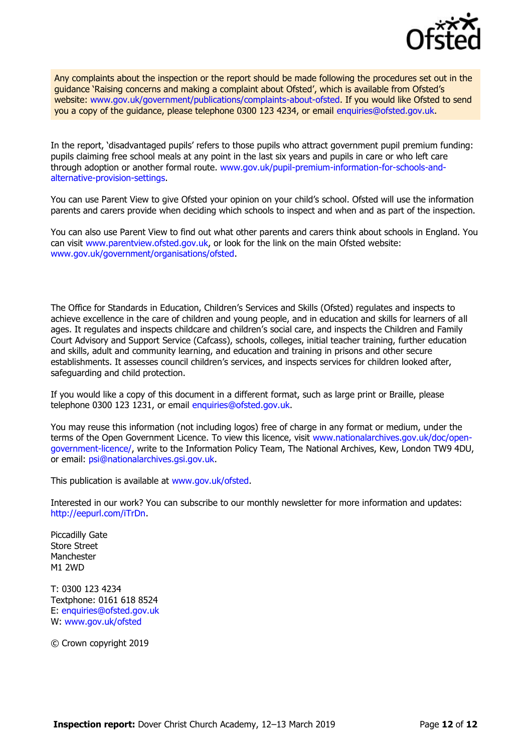Any complaints about the inspection or the report should be made following the procedures set out in the guidance 'Raising concerns and making a complaint about Ofsted', which is available from Ofsted's website: www.gov.uk/government/publications/complaints-about-ofsted. If you would like Ofsted to send you a copy of the guidance, please telephone 0300 123 4234, or email enquiries@ofsted.gov.uk.

In the report, 'disadvantaged pupils' refers to those pupils who attract government pupil premium funding: pupils claiming free school meals at any point in the last six years and pupils in care or who left care through adoption or another formal route. www.gov.uk/pupil-premium-information-for-schools-and-alternative-provision-settings.

You can use Parent View to give Ofsted your opinion on your child's school. Ofsted will use the information parents and carers provide when deciding which schools to inspect and when and as part of the inspection.

You can also use Parent View to find out what other parents and carers think about schools in England. You can visit www.parentview.ofsted.gov.uk, or look for the link on the main Ofsted website: www.gov.uk/government/organisations/ofsted.

The Office for Standards in Education, Children's Services and Skills (Ofsted) regulates and inspects to achieve excellence in the care of children and young people, and in education and skills for learners of all ages. It regulates and inspects childcare and children's social care, and inspects the Children and Family Court Advisory and Support Service (Cafcass), schools, colleges, initial teacher training, further education and skills, adult and community learning, and education and training in prisons and other secure establishments. It assesses council children's services, and inspects services for children looked after, safeguarding and child protection.

If you would like a copy of this document in a different format, such as large print or Braille, please telephone 0300 123 1231, or email enquiries@ofsted.gov.uk.

You may reuse this information (not including logos) free of charge in any format or medium, under the terms of the Open Government Licence. To view this licence, visit www.nationalarchives.gov.uk/doc/open-government-licence/, write to the Information Policy Team, The National Archives, Kew, London TW9 4DU, or email: psi@nationalarchives.gsi.gov.uk.

This publication is available at www.gov.uk/ofsted.

Interested in our work? You can subscribe to our monthly newsletter for more information and updates: http://eepurl.com/iTrDn.

Piccadilly Gate
Store Street
Manchester
M1 2WD

T: 0300 123 4234
Textphone: 0161 618 8524
E: enquiries@ofsted.gov.uk
W: www.gov.uk/ofsted

© Crown copyright 2019